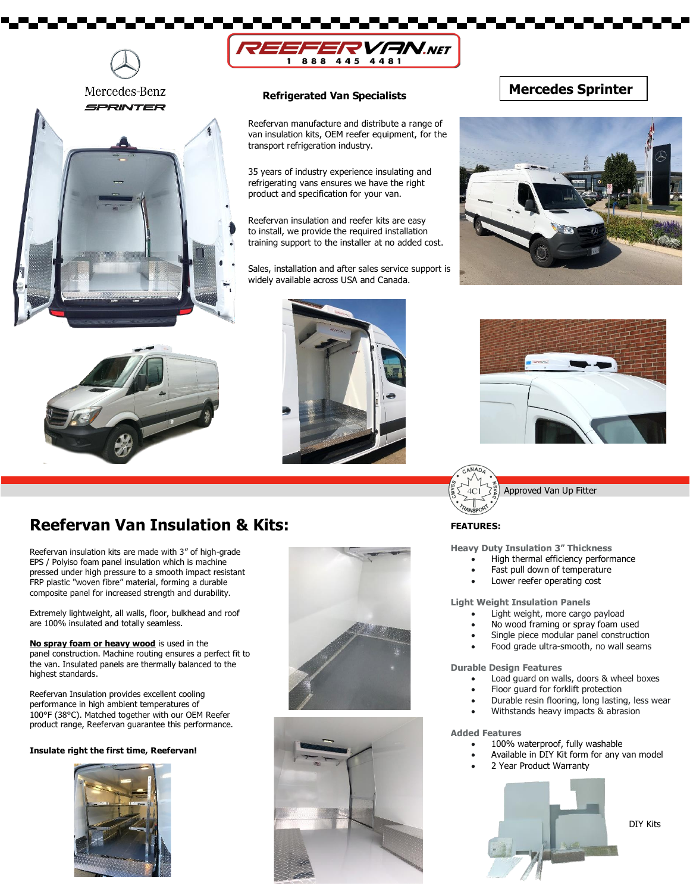REEFERVAN.NET
1 888 445 4481

Mercedes-Benz
SPRINTER

## Mercedes Sprinter

### Refrigerated Van Specialists

Reefervan manufacture and distribute a range of van insulation kits, OEM reefer equipment, for the transport refrigeration industry.

35 years of industry experience insulating and refrigerating vans ensures we have the right product and specification for your van.

Reefervan insulation and reefer kits are easy to install, we provide the required installation training support to the installer at no added cost.

Sales, installation and after sales service support is widely available across USA and Canada.

Approved Van Up Fitter

## Reefervan Van Insulation & Kits:

Reefervan insulation kits are made with 3" of high-grade EPS / Polyiso foam panel insulation which is machine pressed under high pressure to a smooth impact resistant FRP plastic "woven fibre" material, forming a durable composite panel for increased strength and durability.

Extremely lightweight, all walls, floor, bulkhead and roof are 100% insulated and totally seamless.

**No spray foam or heavy wood** is used in the panel construction. Machine routing ensures a perfect fit to the van. Insulated panels are thermally balanced to the highest standards.

Reefervan Insulation provides excellent cooling performance in high ambient temperatures of 100°F (38°C). Matched together with our OEM Reefer product range, Reefervan guarantee this performance.

**Insulate right the first time, Reefervan!**

### FEATURES:

**Heavy Duty Insulation 3" Thickness**

- High thermal efficiency performance
- Fast pull down of temperature
- Lower reefer operating cost

**Light Weight Insulation Panels**

- Light weight, more cargo payload
- No wood framing or spray foam used
- Single piece modular panel construction
- Food grade ultra-smooth, no wall seams

**Durable Design Features**

- Load guard on walls, doors & wheel boxes
- Floor guard for forklift protection
- Durable resin flooring, long lasting, less wear
- Withstands heavy impacts & abrasion

**Added Features**

- 100% waterproof, fully washable
- Available in DIY Kit form for any van model
- 2 Year Product Warranty

DIY Kits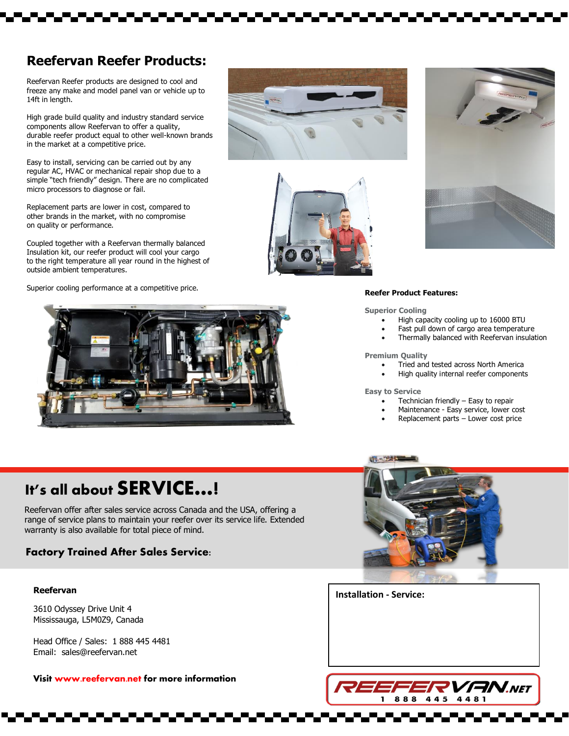# Reefervan Reefer Products:

Reefervan Reefer products are designed to cool and freeze any make and model panel van or vehicle up to 14ft in length.

High grade build quality and industry standard service components allow Reefervan to offer a quality, durable reefer product equal to other well-known brands in the market at a competitive price.

Easy to install, servicing can be carried out by any regular AC, HVAC or mechanical repair shop due to a simple "tech friendly" design. There are no complicated micro processors to diagnose or fail.

Replacement parts are lower in cost, compared to other brands in the market, with no compromise on quality or performance.

Coupled together with a Reefervan thermally balanced Insulation kit, our reefer product will cool your cargo to the right temperature all year round in the highest of outside ambient temperatures.

Superior cooling performance at a competitive price.

**Reefer Product Features:**

**Superior Cooling**

- High capacity cooling up to 16000 BTU
- Fast pull down of cargo area temperature
- Thermally balanced with Reefervan insulation

**Premium Quality**

- Tried and tested across North America
- High quality internal reefer components

**Easy to Service**

- Technician friendly – Easy to repair
- Maintenance - Easy service, lower cost
- Replacement parts – Lower cost price

## It's all about SERVICE...!

Reefervan offer after sales service across Canada and the USA, offering a range of service plans to maintain your reefer over its service life. Extended warranty is also available for total piece of mind.

### Factory Trained After Sales Service:

**Reefervan**

3610 Odyssey Drive Unit 4
Mississauga, L5M0Z9, Canada

Head Office / Sales: 1 888 445 4481
Email: sales@reefervan.net

**Visit www.reefervan.net for more information**

**Installation - Service:**

REEFERVAN.NET
1 888 445 4481